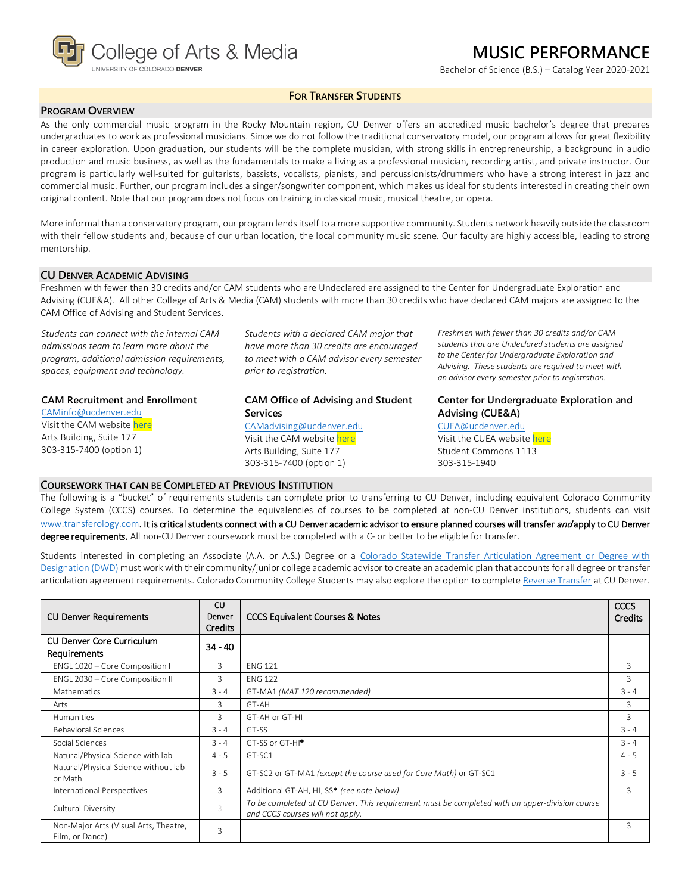College of Arts & Media
UNIVERSITY OF COLORADO DENVER

# MUSIC PERFORMANCE

Bachelor of Science (B.S.) – Catalog Year 2020-2021

## FOR TRANSFER STUDENTS

## PROGRAM OVERVIEW

As the only commercial music program in the Rocky Mountain region, CU Denver offers an accredited music bachelor's degree that prepares undergraduates to work as professional musicians. Since we do not follow the traditional conservatory model, our program allows for great flexibility in career exploration. Upon graduation, our students will be the complete musician, with strong skills in entrepreneurship, a background in audio production and music business, as well as the fundamentals to make a living as a professional musician, recording artist, and private instructor. Our program is particularly well-suited for guitarists, bassists, vocalists, pianists, and percussionists/drummers who have a strong interest in jazz and commercial music. Further, our program includes a singer/songwriter component, which makes us ideal for students interested in creating their own original content. Note that our program does not focus on training in classical music, musical theatre, or opera.

More informal than a conservatory program, our program lends itself to a more supportive community. Students network heavily outside the classroom with their fellow students and, because of our urban location, the local community music scene. Our faculty are highly accessible, leading to strong mentorship.

## CU DENVER ACADEMIC ADVISING

Freshmen with fewer than 30 credits and/or CAM students who are Undeclared are assigned to the Center for Undergraduate Exploration and Advising (CUE&A). All other College of Arts & Media (CAM) students with more than 30 credits who have declared CAM majors are assigned to the CAM Office of Advising and Student Services.

*Students can connect with the internal CAM admissions team to learn more about the program, additional admission requirements, spaces, equipment and technology.*

**CAM Recruitment and Enrollment**
CAMinfo@ucdenver.edu
Visit the CAM website here
Arts Building, Suite 177
303-315-7400 (option 1)

*Students with a declared CAM major that have more than 30 credits are encouraged to meet with a CAM advisor every semester prior to registration.*

**CAM Office of Advising and Student Services**
CAMadvising@ucdenver.edu
Visit the CAM website here
Arts Building, Suite 177
303-315-7400 (option 1)

*Freshmen with fewer than 30 credits and/or CAM students that are Undeclared students are assigned to the Center for Undergraduate Exploration and Advising. These students are required to meet with an advisor every semester prior to registration.*

**Center for Undergraduate Exploration and Advising (CUE&A)**
CUEA@ucdenver.edu
Visit the CUEA website here
Student Commons 1113
303-315-1940

## COURSEWORK THAT CAN BE COMPLETED AT PREVIOUS INSTITUTION

The following is a "bucket" of requirements students can complete prior to transferring to CU Denver, including equivalent Colorado Community College System (CCCS) courses. To determine the equivalencies of courses to be completed at non-CU Denver institutions, students can visit www.transferology.com**. It is critical students connect with a CU Denver academic advisor to ensure planned courses will transfer *and* apply to CU Denver degree requirements.** All non-CU Denver coursework must be completed with a C- or better to be eligible for transfer.

Students interested in completing an Associate (A.A. or A.S.) Degree or a Colorado Statewide Transfer Articulation Agreement or Degree with Designation (DWD) must work with their community/junior college academic advisor to create an academic plan that accounts for all degree or transfer articulation agreement requirements. Colorado Community College Students may also explore the option to complete Reverse Transfer at CU Denver.

| CU Denver Requirements | CU Denver Credits | CCCS Equivalent Courses & Notes | CCCS Credits |
|---|---|---|---|
| **CU Denver Core Curriculum Requirements** | **34 - 40** | | |
| ENGL 1020 – Core Composition I | 3 | ENG 121 | 3 |
| ENGL 2030 – Core Composition II | 3 | ENG 122 | 3 |
| Mathematics | 3 - 4 | GT-MA1 *(MAT 120 recommended)* | 3 - 4 |
| Arts | 3 | GT-AH | 3 |
| Humanities | 3 | GT-AH or GT-HI | 3 |
| Behavioral Sciences | 3 - 4 | GT-SS | 3 - 4 |
| Social Sciences | 3 - 4 | GT-SS or GT-HI* | 3 - 4 |
| Natural/Physical Science with lab | 4 - 5 | GT-SC1 | 4 - 5 |
| Natural/Physical Science without lab or Math | 3 - 5 | GT-SC2 or GT-MA1 *(except the course used for Core Math)* or GT-SC1 | 3 - 5 |
| International Perspectives | 3 | Additional GT-AH, HI, SS* *(see note below)* | 3 |
| Cultural Diversity | 3 | *To be completed at CU Denver. This requirement must be completed with an upper-division course and CCCS courses will not apply.* | |
| Non-Major Arts (Visual Arts, Theatre, Film, or Dance) | 3 | | 3 |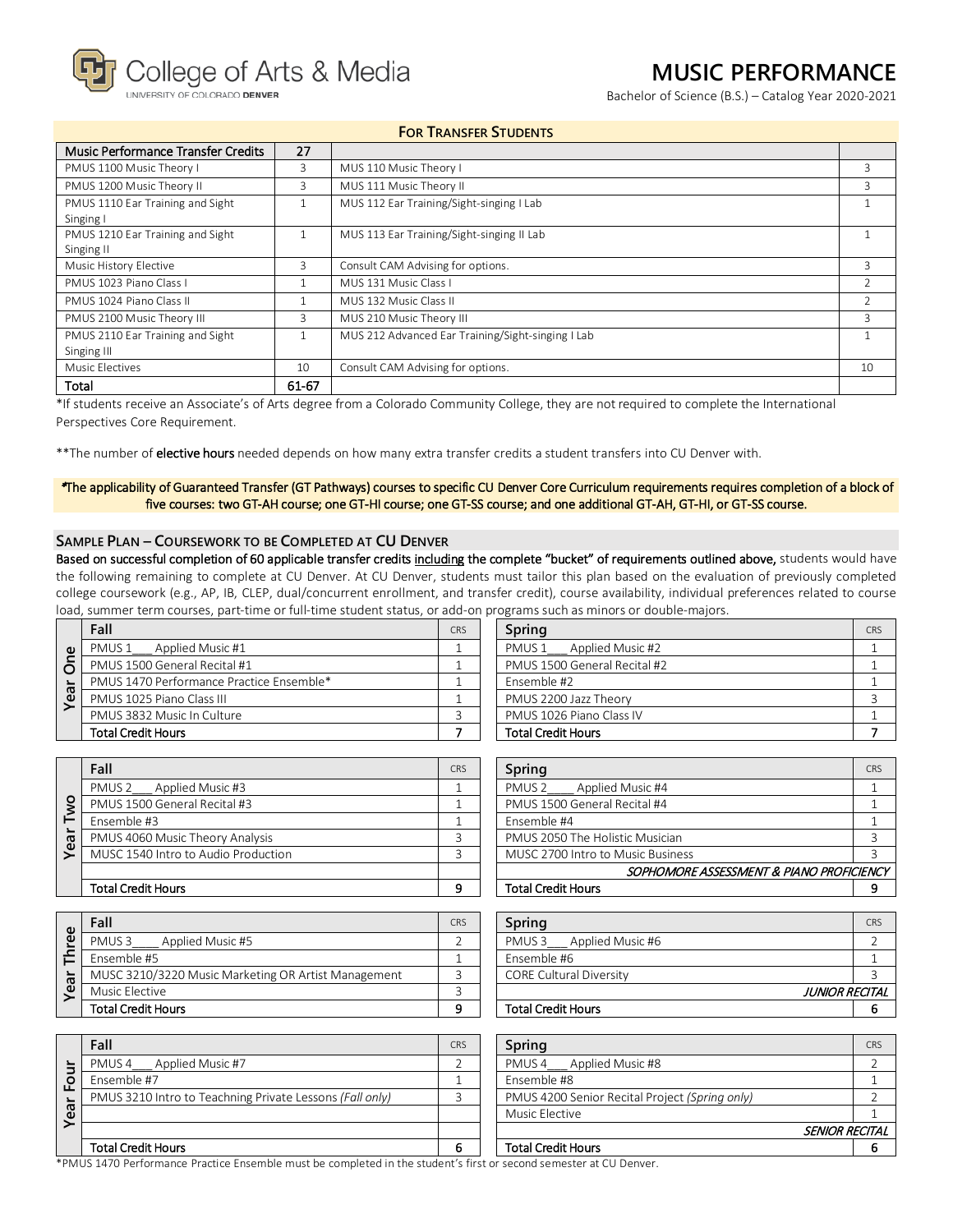# MUSIC PERFORMANCE

Bachelor of Science (B.S.) – Catalog Year 2020-2021

College of Arts & Media
UNIVERSITY OF COLORADO DENVER

## FOR TRANSFER STUDENTS

| Music Performance Transfer Credits | 27 | | |
|---|---|---|---|
| PMUS 1100 Music Theory I | 3 | MUS 110 Music Theory I | 3 |
| PMUS 1200 Music Theory II | 3 | MUS 111 Music Theory II | 3 |
| PMUS 1110 Ear Training and Sight Singing I | 1 | MUS 112 Ear Training/Sight-singing I Lab | 1 |
| PMUS 1210 Ear Training and Sight Singing II | 1 | MUS 113 Ear Training/Sight-singing II Lab | 1 |
| Music History Elective | 3 | Consult CAM Advising for options. | 3 |
| PMUS 1023 Piano Class I | 1 | MUS 131 Music Class I | 2 |
| PMUS 1024 Piano Class II | 1 | MUS 132 Music Class II | 2 |
| PMUS 2100 Music Theory III | 3 | MUS 210 Music Theory III | 3 |
| PMUS 2110 Ear Training and Sight Singing III | 1 | MUS 212 Advanced Ear Training/Sight-singing I Lab | 1 |
| Music Electives | 10 | Consult CAM Advising for options. | 10 |
| **Total** | **61-67** | | |

*If students receive an Associate's of Arts degree from a Colorado Community College, they are not required to complete the International Perspectives Core Requirement.

**The number of **elective hours** needed depends on how many extra transfer credits a student transfers into CU Denver with.

***The applicability of Guaranteed Transfer (GT Pathways) courses to specific CU Denver Core Curriculum requirements requires completion of a block of five courses: two GT-AH course; one GT-HI course; one GT-SS course; and one additional GT-AH, GT-HI, or GT-SS course.**

## SAMPLE PLAN – COURSEWORK TO BE COMPLETED AT CU DENVER

**Based on successful completion of 60 applicable transfer credits including the complete "bucket" of requirements outlined above,** students would have the following remaining to complete at CU Denver. At CU Denver, students must tailor this plan based on the evaluation of previously completed college coursework (e.g., AP, IB, CLEP, dual/concurrent enrollment, and transfer credit), course availability, individual preferences related to course load, summer term courses, part-time or full-time student status, or add-on programs such as minors or double-majors.

### Year One

| Fall | CRS |
|---|---|
| PMUS 1___ Applied Music #1 | 1 |
| PMUS 1500 General Recital #1 | 1 |
| PMUS 1470 Performance Practice Ensemble* | 1 |
| PMUS 1025 Piano Class III | 1 |
| PMUS 3832 Music In Culture | 3 |
| **Total Credit Hours** | **7** |

| Spring | CRS |
|---|---|
| PMUS 1___ Applied Music #2 | 1 |
| PMUS 1500 General Recital #2 | 1 |
| Ensemble #2 | 1 |
| PMUS 2200 Jazz Theory | 3 |
| PMUS 1026 Piano Class IV | 1 |
| **Total Credit Hours** | **7** |

### Year Two

| Fall | CRS |
|---|---|
| PMUS 2___ Applied Music #3 | 1 |
| PMUS 1500 General Recital #3 | 1 |
| Ensemble #3 | 1 |
| PMUS 4060 Music Theory Analysis | 3 |
| MUSC 1540 Intro to Audio Production | 3 |
| **Total Credit Hours** | **9** |

| Spring | CRS |
|---|---|
| PMUS 2____ Applied Music #4 | 1 |
| PMUS 1500 General Recital #4 | 1 |
| Ensemble #4 | 1 |
| PMUS 2050 The Holistic Musician | 3 |
| MUSC 2700 Intro to Music Business | 3 |
| *SOPHOMORE ASSESSMENT & PIANO PROFICIENCY* | |
| **Total Credit Hours** | **9** |

### Year Three

| Fall | CRS |
|---|---|
| PMUS 3____ Applied Music #5 | 2 |
| Ensemble #5 | 1 |
| MUSC 3210/3220 Music Marketing OR Artist Management | 3 |
| Music Elective | 3 |
| **Total Credit Hours** | **9** |

| Spring | CRS |
|---|---|
| PMUS 3___ Applied Music #6 | 2 |
| Ensemble #6 | 1 |
| CORE Cultural Diversity | 3 |
| *JUNIOR RECITAL* | |
| **Total Credit Hours** | **6** |

### Year Four

| Fall | CRS |
|---|---|
| PMUS 4___ Applied Music #7 | 2 |
| Ensemble #7 | 1 |
| PMUS 3210 Intro to Teachning Private Lessons *(Fall only)* | 3 |
| **Total Credit Hours** | **6** |

| Spring | CRS |
|---|---|
| PMUS 4___ Applied Music #8 | 2 |
| Ensemble #8 | 1 |
| PMUS 4200 Senior Recital Project *(Spring only)* | 2 |
| Music Elective | 1 |
| *SENIOR RECITAL* | |
| **Total Credit Hours** | **6** |

*PMUS 1470 Performance Practice Ensemble must be completed in the student's first or second semester at CU Denver.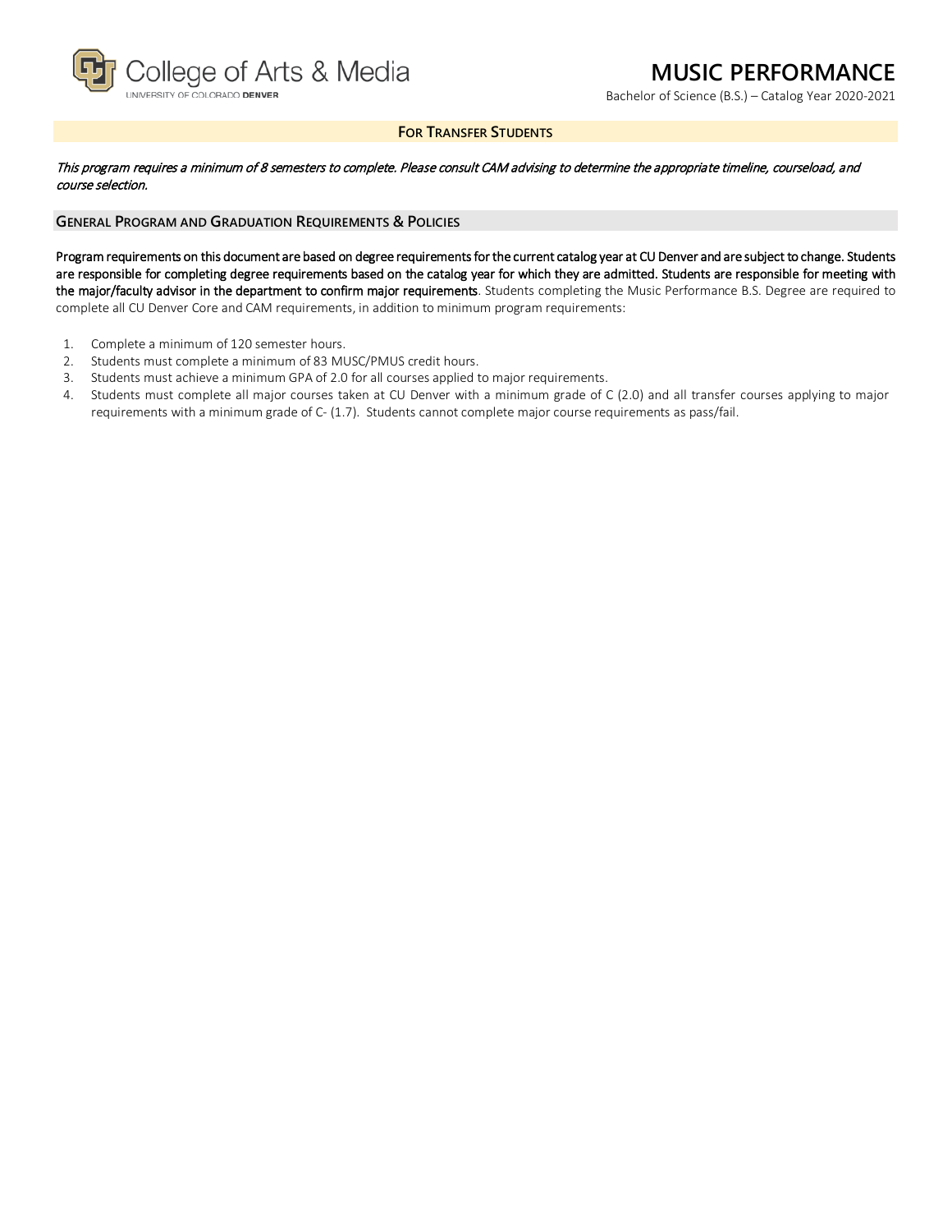# MUSIC PERFORMANCE

Bachelor of Science (B.S.) – Catalog Year 2020-2021

## FOR TRANSFER STUDENTS

*This program requires a minimum of 8 semesters to complete. Please consult CAM advising to determine the appropriate timeline, courseload, and course selection.*

## GENERAL PROGRAM AND GRADUATION REQUIREMENTS & POLICIES

**Program requirements on this document are based on degree requirements for the current catalog year at CU Denver and are subject to change. Students are responsible for completing degree requirements based on the catalog year for which they are admitted. Students are responsible for meeting with the major/faculty advisor in the department to confirm major requirements**. Students completing the Music Performance B.S. Degree are required to complete all CU Denver Core and CAM requirements, in addition to minimum program requirements:

1. Complete a minimum of 120 semester hours.
2. Students must complete a minimum of 83 MUSC/PMUS credit hours.
3. Students must achieve a minimum GPA of 2.0 for all courses applied to major requirements.
4. Students must complete all major courses taken at CU Denver with a minimum grade of C (2.0) and all transfer courses applying to major requirements with a minimum grade of C- (1.7). Students cannot complete major course requirements as pass/fail.